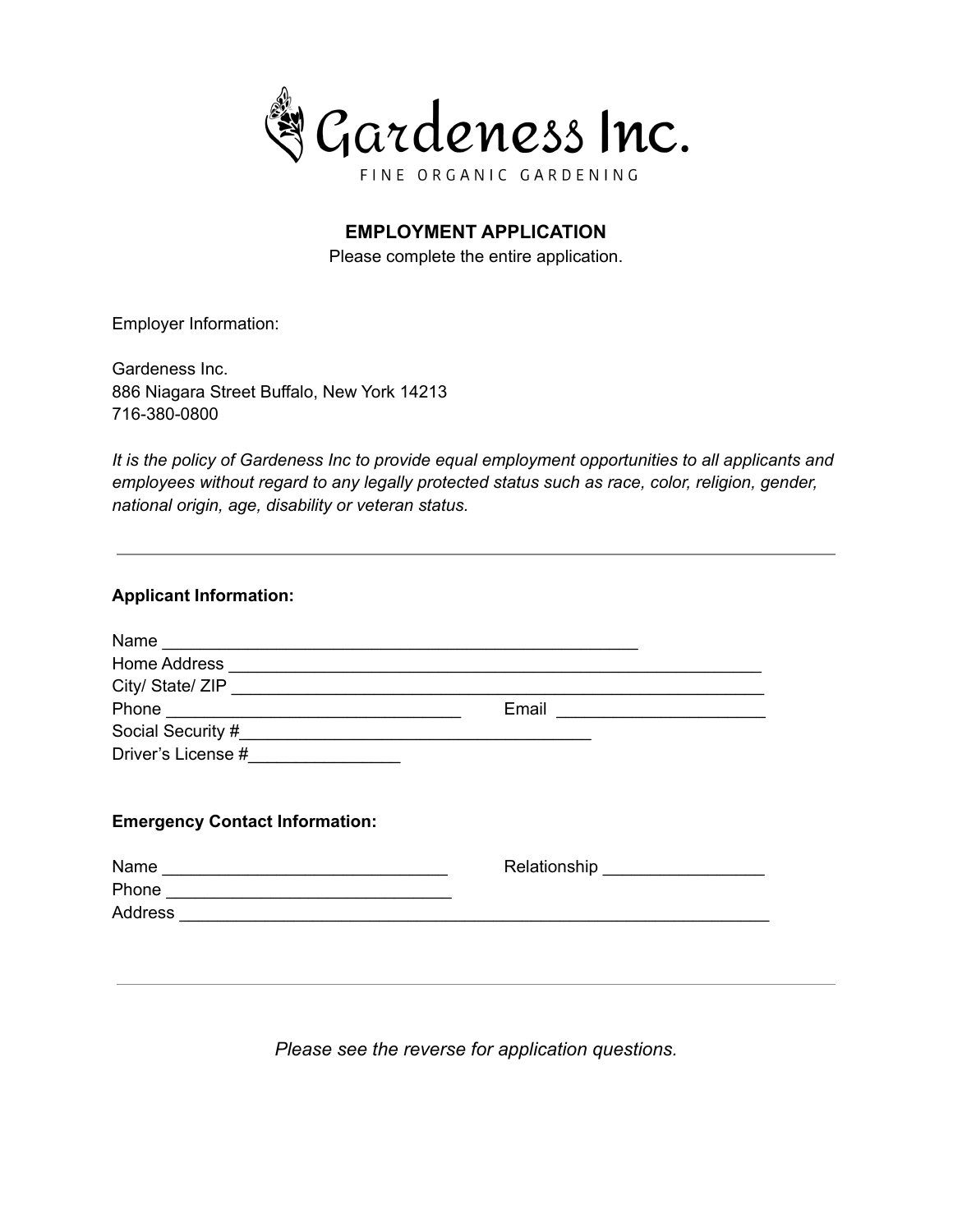# Gardeness Inc.

FINE ORGANIC GARDENING

## EMPLOYMENT APPLICATION

Please complete the entire application.

Employer Information:

Gardeness Inc.
886 Niagara Street Buffalo, New York 14213
716-380-0800

*It is the policy of Gardeness Inc to provide equal employment opportunities to all applicants and employees without regard to any legally protected status such as race, color, religion, gender, national origin, age, disability or veteran status.*

---

**Applicant Information:**

Name ____________________________________________________
Home Address ___________________________________________________________
City/ State/ ZIP ___________________________________________________________
Phone ________________________________ Email ______________________
Social Security #______________________________________
Driver's License #________________

**Emergency Contact Information:**

Name _______________________________ Relationship _________________
Phone _______________________________
Address _________________________________________________________________

---

*Please see the reverse for application questions.*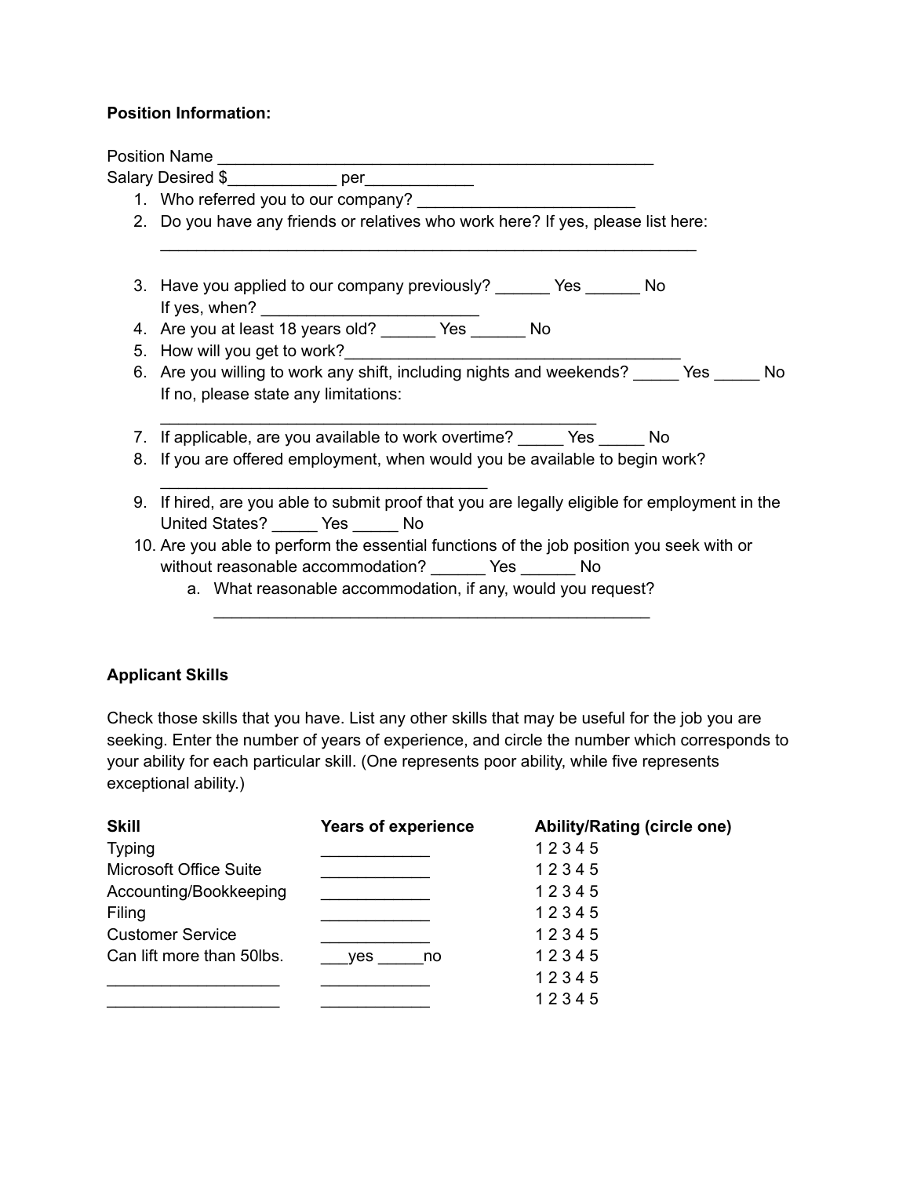**Position Information:**

Position Name ________________________________________________
Salary Desired $____________ per____________

1. Who referred you to our company? ________________________
2. Do you have any friends or relatives who work here? If yes, please list here:
   ____________________________________________________________
3. Have you applied to our company previously? ______ Yes ______ No
   If yes, when? ________________________
4. Are you at least 18 years old? ______ Yes ______ No
5. How will you get to work?____________________________________
6. Are you willing to work any shift, including nights and weekends? _____ Yes _____ No
   If no, please state any limitations:
   ________________________________________________
7. If applicable, are you available to work overtime? _____ Yes _____ No
8. If you are offered employment, when would you be available to begin work?
   ____________________________________
9. If hired, are you able to submit proof that you are legally eligible for employment in the United States? _____ Yes _____ No
10. Are you able to perform the essential functions of the job position you seek with or without reasonable accommodation? ______ Yes ______ No
    a. What reasonable accommodation, if any, would you request?
       ________________________________________________

**Applicant Skills**

Check those skills that you have. List any other skills that may be useful for the job you are seeking. Enter the number of years of experience, and circle the number which corresponds to your ability for each particular skill. (One represents poor ability, while five represents exceptional ability.)

| **Skill** | **Years of experience** | **Ability/Rating (circle one)** |
|---|---|---|
| Typing | ____________ | 1 2 3 4 5 |
| Microsoft Office Suite | ____________ | 1 2 3 4 5 |
| Accounting/Bookkeeping | ____________ | 1 2 3 4 5 |
| Filing | ____________ | 1 2 3 4 5 |
| Customer Service | ____________ | 1 2 3 4 5 |
| Can lift more than 50lbs. | ___yes _____no | 1 2 3 4 5 |
| ___________________ | ____________ | 1 2 3 4 5 |
| ___________________ | ____________ | 1 2 3 4 5 |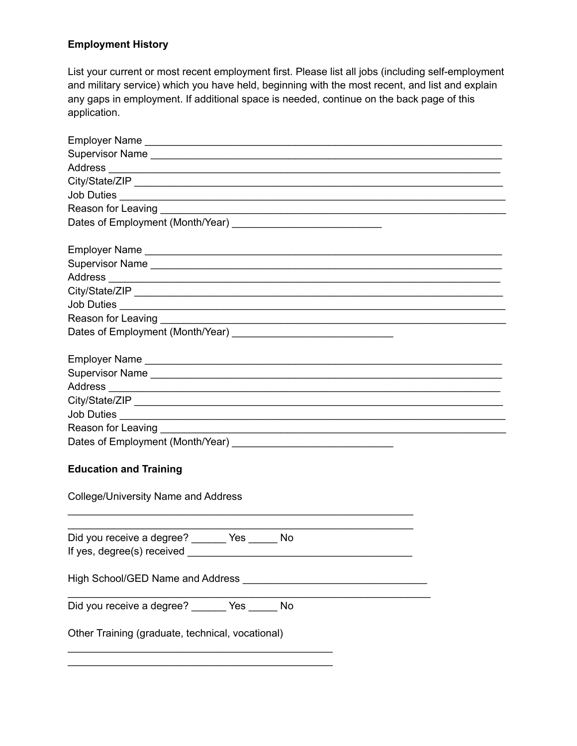**Employment History**

List your current or most recent employment first. Please list all jobs (including self-employment and military service) which you have held, beginning with the most recent, and list and explain any gaps in employment. If additional space is needed, continue on the back page of this application.

Employer Name ______________________________________________________________
Supervisor Name _____________________________________________________________
Address ____________________________________________________________________
City/State/ZIP ________________________________________________________________
Job Duties __________________________________________________________________
Reason for Leaving ____________________________________________________________
Dates of Employment (Month/Year) __________________________

Employer Name ______________________________________________________________
Supervisor Name _____________________________________________________________
Address ____________________________________________________________________
City/State/ZIP ________________________________________________________________
Job Duties __________________________________________________________________
Reason for Leaving ____________________________________________________________
Dates of Employment (Month/Year) ____________________________

Employer Name ______________________________________________________________
Supervisor Name _____________________________________________________________
Address ____________________________________________________________________
City/State/ZIP ________________________________________________________________
Job Duties __________________________________________________________________
Reason for Leaving ____________________________________________________________
Dates of Employment (Month/Year) ____________________________

**Education and Training**

College/University Name and Address

____________________________________________________________
____________________________________________________________

Did you receive a degree? ______ Yes _____ No
If yes, degree(s) received _______________________________________

High School/GED Name and Address ________________________________
_______________________________________________________________

Did you receive a degree? ______ Yes _____ No

Other Training (graduate, technical, vocational)

______________________________________________
______________________________________________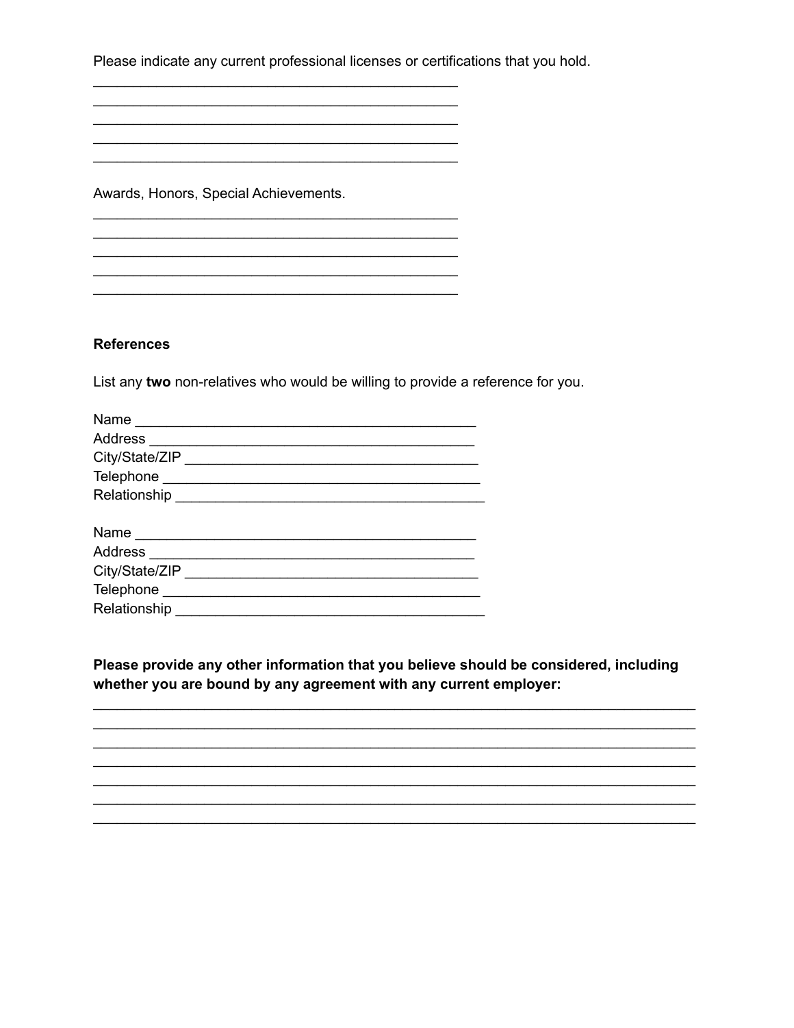Please indicate any current professional licenses or certifications that you hold.

______________________________________________
______________________________________________
______________________________________________
______________________________________________
______________________________________________

Awards, Honors, Special Achievements.

______________________________________________
______________________________________________
______________________________________________
______________________________________________
______________________________________________

**References**

List any **two** non-relatives who would be willing to provide a reference for you.

Name ___________________________________________
Address _________________________________________
City/State/ZIP ____________________________________
Telephone _______________________________________
Relationship _____________________________________

Name ___________________________________________
Address _________________________________________
City/State/ZIP ____________________________________
Telephone _______________________________________
Relationship _____________________________________

**Please provide any other information that you believe should be considered, including whether you are bound by any agreement with any current employer:**

_____________________________________________________________________________
_____________________________________________________________________________
_____________________________________________________________________________
_____________________________________________________________________________
_____________________________________________________________________________
_____________________________________________________________________________
_____________________________________________________________________________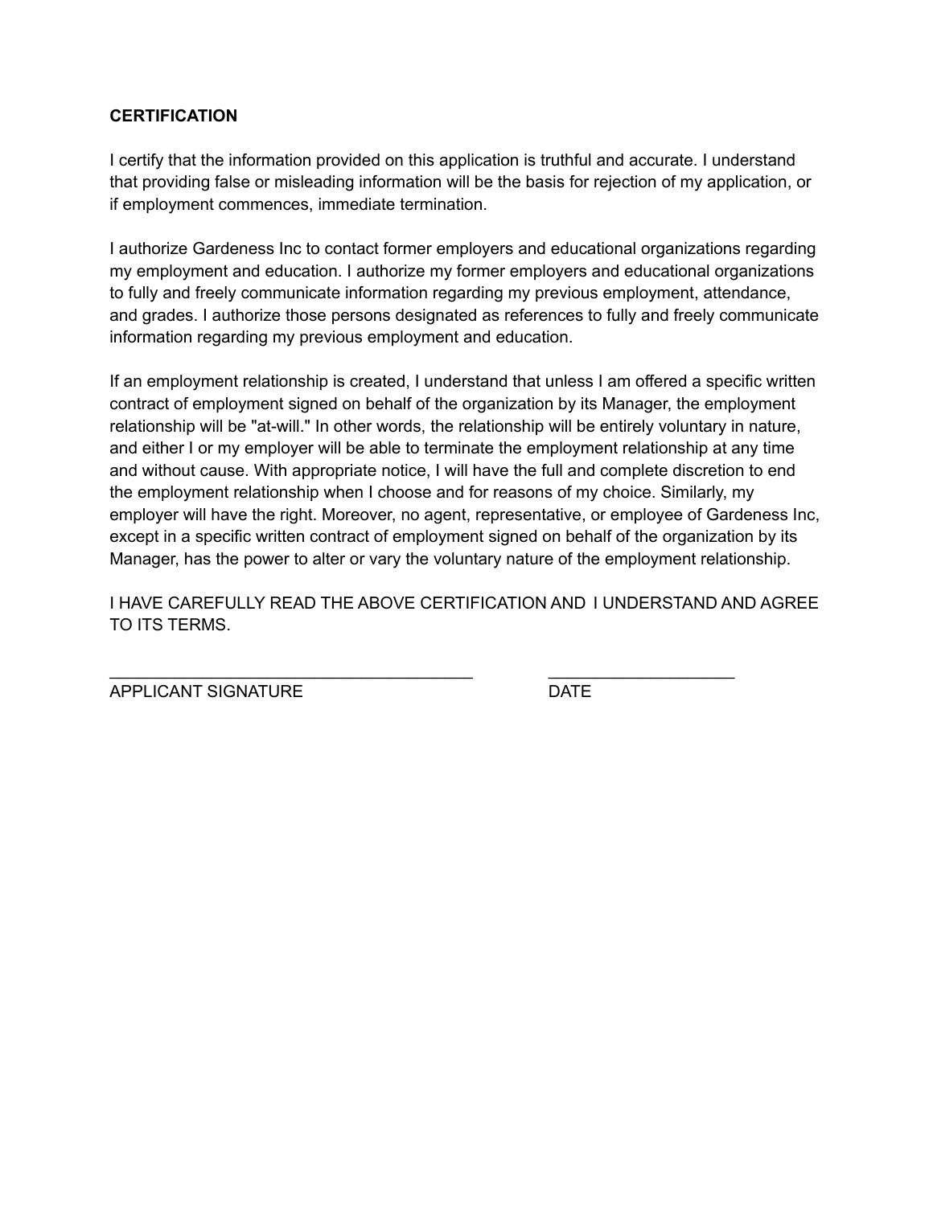**CERTIFICATION**

I certify that the information provided on this application is truthful and accurate. I understand that providing false or misleading information will be the basis for rejection of my application, or if employment commences, immediate termination.

I authorize Gardeness Inc to contact former employers and educational organizations regarding my employment and education. I authorize my former employers and educational organizations to fully and freely communicate information regarding my previous employment, attendance, and grades. I authorize those persons designated as references to fully and freely communicate information regarding my previous employment and education.

If an employment relationship is created, I understand that unless I am offered a specific written contract of employment signed on behalf of the organization by its Manager, the employment relationship will be "at-will." In other words, the relationship will be entirely voluntary in nature, and either I or my employer will be able to terminate the employment relationship at any time and without cause. With appropriate notice, I will have the full and complete discretion to end the employment relationship when I choose and for reasons of my choice. Similarly, my employer will have the right. Moreover, no agent, representative, or employee of Gardeness Inc, except in a specific written contract of employment signed on behalf of the organization by its Manager, has the power to alter or vary the voluntary nature of the employment relationship.

I HAVE CAREFULLY READ THE ABOVE CERTIFICATION AND I UNDERSTAND AND AGREE TO ITS TERMS.

\_\_\_\_\_\_\_\_\_\_\_\_\_\_\_\_\_\_\_\_\_\_\_\_\_\_\_\_\_\_\_\_\_\_\_\_\_\_\_\_ \_\_\_\_\_\_\_\_\_\_\_\_\_\_\_\_\_\_\_\_\_\_

APPLICANT SIGNATURE DATE